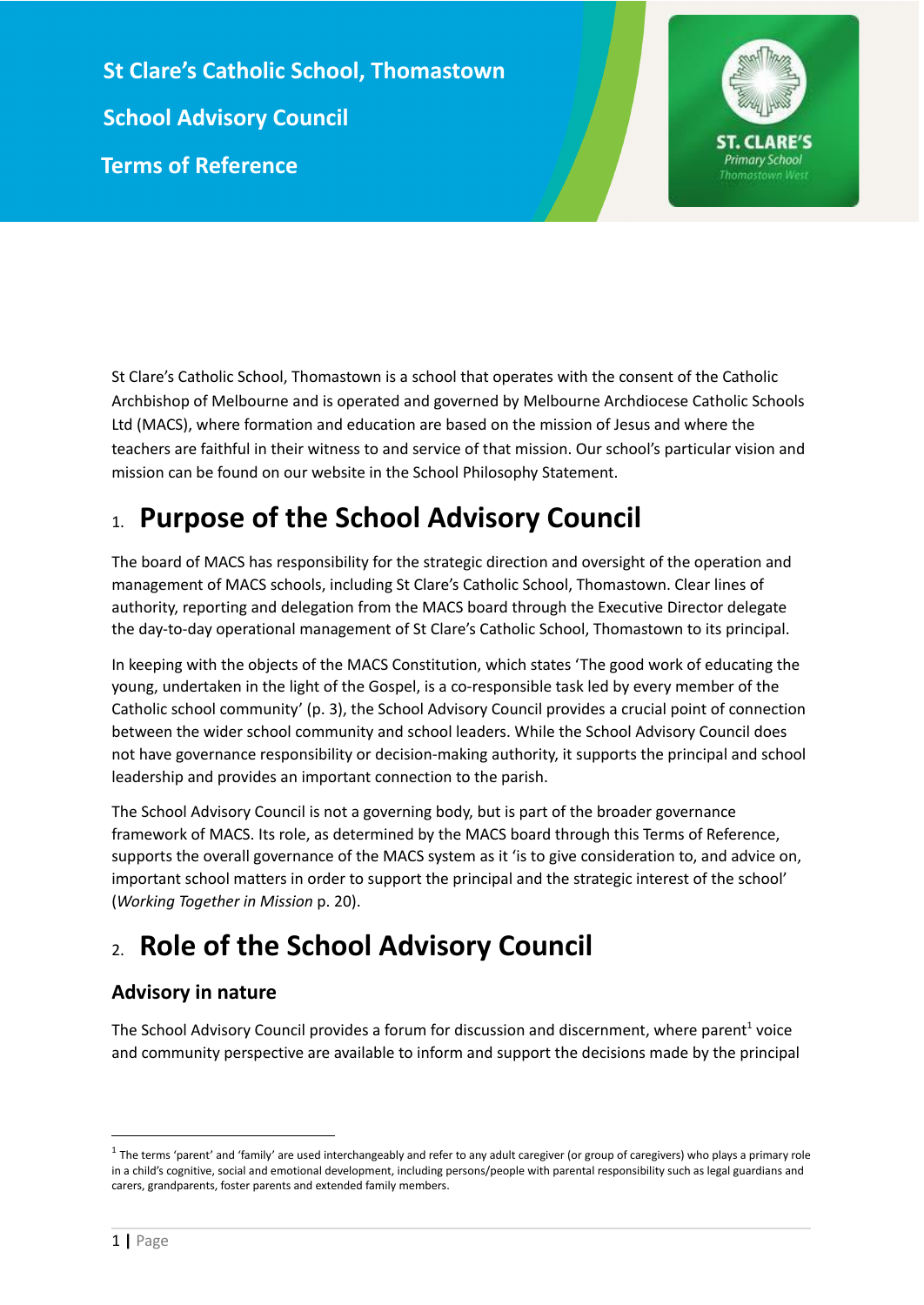# St Clare's Catholic School, Thomastown

## School Advisory Council

## Terms of Reference

St Clare's Catholic School, Thomastown is a school that operates with the consent of the Catholic Archbishop of Melbourne and is operated and governed by Melbourne Archdiocese Catholic Schools Ltd (MACS), where formation and education are based on the mission of Jesus and where the teachers are faithful in their witness to and service of that mission. Our school's particular vision and mission can be found on our website in the School Philosophy Statement.

# 1. Purpose of the School Advisory Council

The board of MACS has responsibility for the strategic direction and oversight of the operation and management of MACS schools, including St Clare's Catholic School, Thomastown. Clear lines of authority, reporting and delegation from the MACS board through the Executive Director delegate the day-to-day operational management of St Clare's Catholic School, Thomastown to its principal.

In keeping with the objects of the MACS Constitution, which states 'The good work of educating the young, undertaken in the light of the Gospel, is a co-responsible task led by every member of the Catholic school community' (p. 3), the School Advisory Council provides a crucial point of connection between the wider school community and school leaders. While the School Advisory Council does not have governance responsibility or decision-making authority, it supports the principal and school leadership and provides an important connection to the parish.

The School Advisory Council is not a governing body, but is part of the broader governance framework of MACS. Its role, as determined by the MACS board through this Terms of Reference, supports the overall governance of the MACS system as it 'is to give consideration to, and advice on, important school matters in order to support the principal and the strategic interest of the school' (*Working Together in Mission* p. 20).

# 2. Role of the School Advisory Council

## Advisory in nature

The School Advisory Council provides a forum for discussion and discernment, where parent[1] voice and community perspective are available to inform and support the decisions made by the principal

[1] The terms 'parent' and 'family' are used interchangeably and refer to any adult caregiver (or group of caregivers) who plays a primary role in a child's cognitive, social and emotional development, including persons/people with parental responsibility such as legal guardians and carers, grandparents, foster parents and extended family members.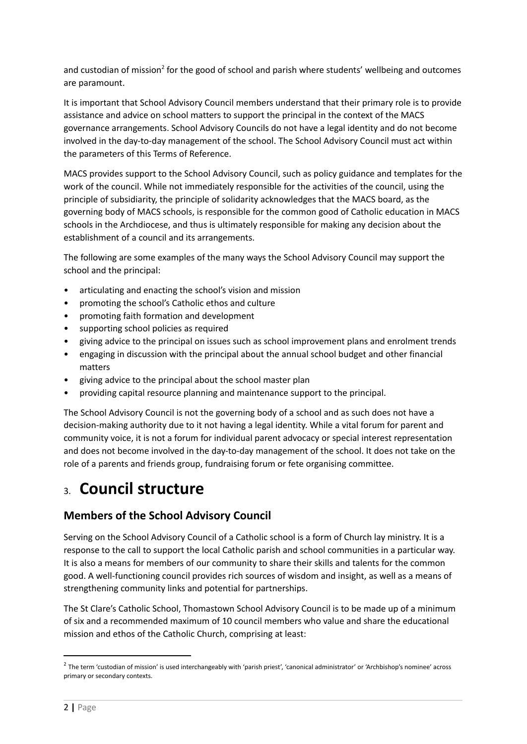and custodian of mission[2] for the good of school and parish where students' wellbeing and outcomes are paramount.

It is important that School Advisory Council members understand that their primary role is to provide assistance and advice on school matters to support the principal in the context of the MACS governance arrangements. School Advisory Councils do not have a legal identity and do not become involved in the day-to-day management of the school. The School Advisory Council must act within the parameters of this Terms of Reference.

MACS provides support to the School Advisory Council, such as policy guidance and templates for the work of the council. While not immediately responsible for the activities of the council, using the principle of subsidiarity, the principle of solidarity acknowledges that the MACS board, as the governing body of MACS schools, is responsible for the common good of Catholic education in MACS schools in the Archdiocese, and thus is ultimately responsible for making any decision about the establishment of a council and its arrangements.

The following are some examples of the many ways the School Advisory Council may support the school and the principal:

- articulating and enacting the school's vision and mission
- promoting the school's Catholic ethos and culture
- promoting faith formation and development
- supporting school policies as required
- giving advice to the principal on issues such as school improvement plans and enrolment trends
- engaging in discussion with the principal about the annual school budget and other financial matters
- giving advice to the principal about the school master plan
- providing capital resource planning and maintenance support to the principal.

The School Advisory Council is not the governing body of a school and as such does not have a decision-making authority due to it not having a legal identity. While a vital forum for parent and community voice, it is not a forum for individual parent advocacy or special interest representation and does not become involved in the day-to-day management of the school. It does not take on the role of a parents and friends group, fundraising forum or fete organising committee.

# 3. Council structure

## Members of the School Advisory Council

Serving on the School Advisory Council of a Catholic school is a form of Church lay ministry. It is a response to the call to support the local Catholic parish and school communities in a particular way. It is also a means for members of our community to share their skills and talents for the common good. A well-functioning council provides rich sources of wisdom and insight, as well as a means of strengthening community links and potential for partnerships.

The St Clare's Catholic School, Thomastown School Advisory Council is to be made up of a minimum of six and a recommended maximum of 10 council members who value and share the educational mission and ethos of the Catholic Church, comprising at least:

---

[2] The term 'custodian of mission' is used interchangeably with 'parish priest', 'canonical administrator' or 'Archbishop's nominee' across primary or secondary contexts.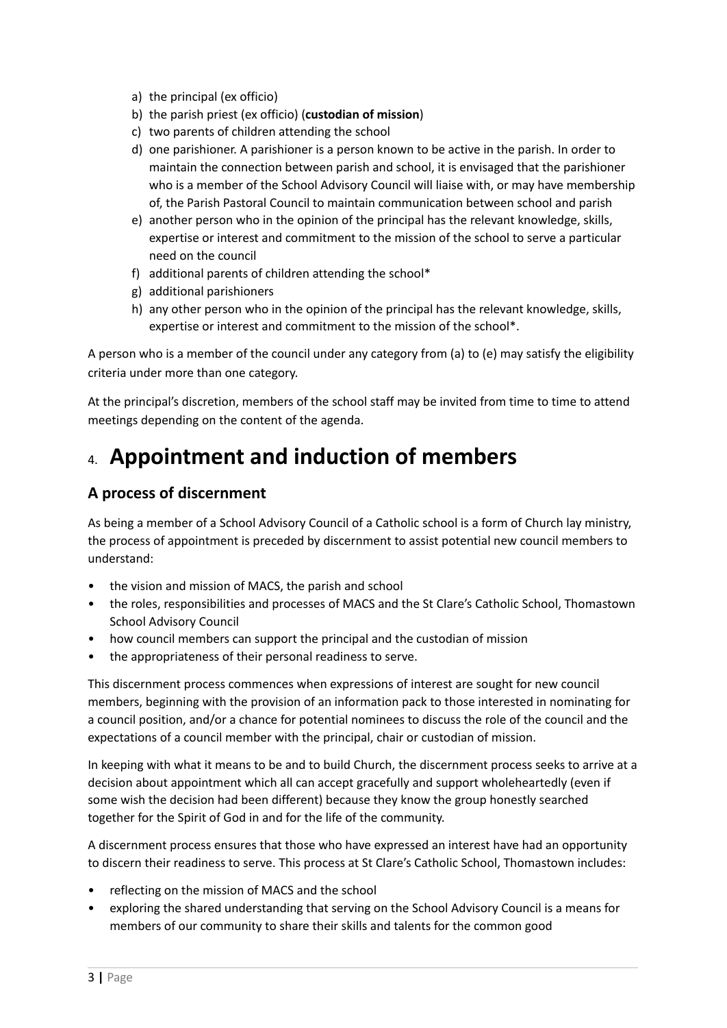a) the principal (ex officio)
b) the parish priest (ex officio) (**custodian of mission**)
c) two parents of children attending the school
d) one parishioner. A parishioner is a person known to be active in the parish. In order to maintain the connection between parish and school, it is envisaged that the parishioner who is a member of the School Advisory Council will liaise with, or may have membership of, the Parish Pastoral Council to maintain communication between school and parish
e) another person who in the opinion of the principal has the relevant knowledge, skills, expertise or interest and commitment to the mission of the school to serve a particular need on the council
f) additional parents of children attending the school*
g) additional parishioners
h) any other person who in the opinion of the principal has the relevant knowledge, skills, expertise or interest and commitment to the mission of the school*.

A person who is a member of the council under any category from (a) to (e) may satisfy the eligibility criteria under more than one category.

At the principal's discretion, members of the school staff may be invited from time to time to attend meetings depending on the content of the agenda.

# 4. Appointment and induction of members

## A process of discernment

As being a member of a School Advisory Council of a Catholic school is a form of Church lay ministry, the process of appointment is preceded by discernment to assist potential new council members to understand:

- the vision and mission of MACS, the parish and school
- the roles, responsibilities and processes of MACS and the St Clare's Catholic School, Thomastown School Advisory Council
- how council members can support the principal and the custodian of mission
- the appropriateness of their personal readiness to serve.

This discernment process commences when expressions of interest are sought for new council members, beginning with the provision of an information pack to those interested in nominating for a council position, and/or a chance for potential nominees to discuss the role of the council and the expectations of a council member with the principal, chair or custodian of mission.

In keeping with what it means to be and to build Church, the discernment process seeks to arrive at a decision about appointment which all can accept gracefully and support wholeheartedly (even if some wish the decision had been different) because they know the group honestly searched together for the Spirit of God in and for the life of the community.

A discernment process ensures that those who have expressed an interest have had an opportunity to discern their readiness to serve. This process at St Clare's Catholic School, Thomastown includes:

- reflecting on the mission of MACS and the school
- exploring the shared understanding that serving on the School Advisory Council is a means for members of our community to share their skills and talents for the common good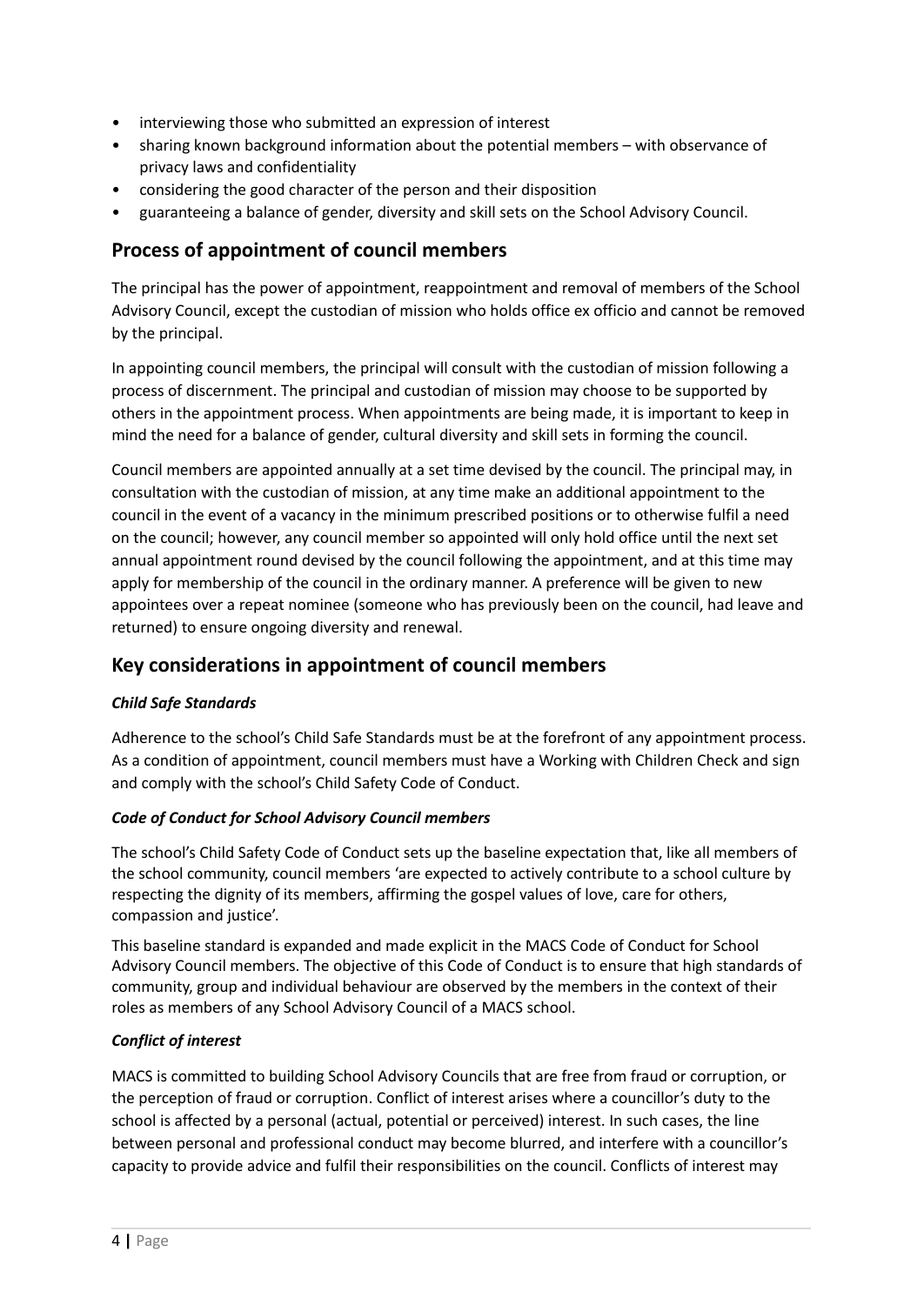- interviewing those who submitted an expression of interest
- sharing known background information about the potential members – with observance of privacy laws and confidentiality
- considering the good character of the person and their disposition
- guaranteeing a balance of gender, diversity and skill sets on the School Advisory Council.

## Process of appointment of council members

The principal has the power of appointment, reappointment and removal of members of the School Advisory Council, except the custodian of mission who holds office ex officio and cannot be removed by the principal.

In appointing council members, the principal will consult with the custodian of mission following a process of discernment. The principal and custodian of mission may choose to be supported by others in the appointment process. When appointments are being made, it is important to keep in mind the need for a balance of gender, cultural diversity and skill sets in forming the council.

Council members are appointed annually at a set time devised by the council. The principal may, in consultation with the custodian of mission, at any time make an additional appointment to the council in the event of a vacancy in the minimum prescribed positions or to otherwise fulfil a need on the council; however, any council member so appointed will only hold office until the next set annual appointment round devised by the council following the appointment, and at this time may apply for membership of the council in the ordinary manner. A preference will be given to new appointees over a repeat nominee (someone who has previously been on the council, had leave and returned) to ensure ongoing diversity and renewal.

## Key considerations in appointment of council members

### *Child Safe Standards*

Adherence to the school's Child Safe Standards must be at the forefront of any appointment process. As a condition of appointment, council members must have a Working with Children Check and sign and comply with the school's Child Safety Code of Conduct.

### *Code of Conduct for School Advisory Council members*

The school's Child Safety Code of Conduct sets up the baseline expectation that, like all members of the school community, council members 'are expected to actively contribute to a school culture by respecting the dignity of its members, affirming the gospel values of love, care for others, compassion and justice'.

This baseline standard is expanded and made explicit in the MACS Code of Conduct for School Advisory Council members. The objective of this Code of Conduct is to ensure that high standards of community, group and individual behaviour are observed by the members in the context of their roles as members of any School Advisory Council of a MACS school.

### *Conflict of interest*

MACS is committed to building School Advisory Councils that are free from fraud or corruption, or the perception of fraud or corruption. Conflict of interest arises where a councillor's duty to the school is affected by a personal (actual, potential or perceived) interest. In such cases, the line between personal and professional conduct may become blurred, and interfere with a councillor's capacity to provide advice and fulfil their responsibilities on the council. Conflicts of interest may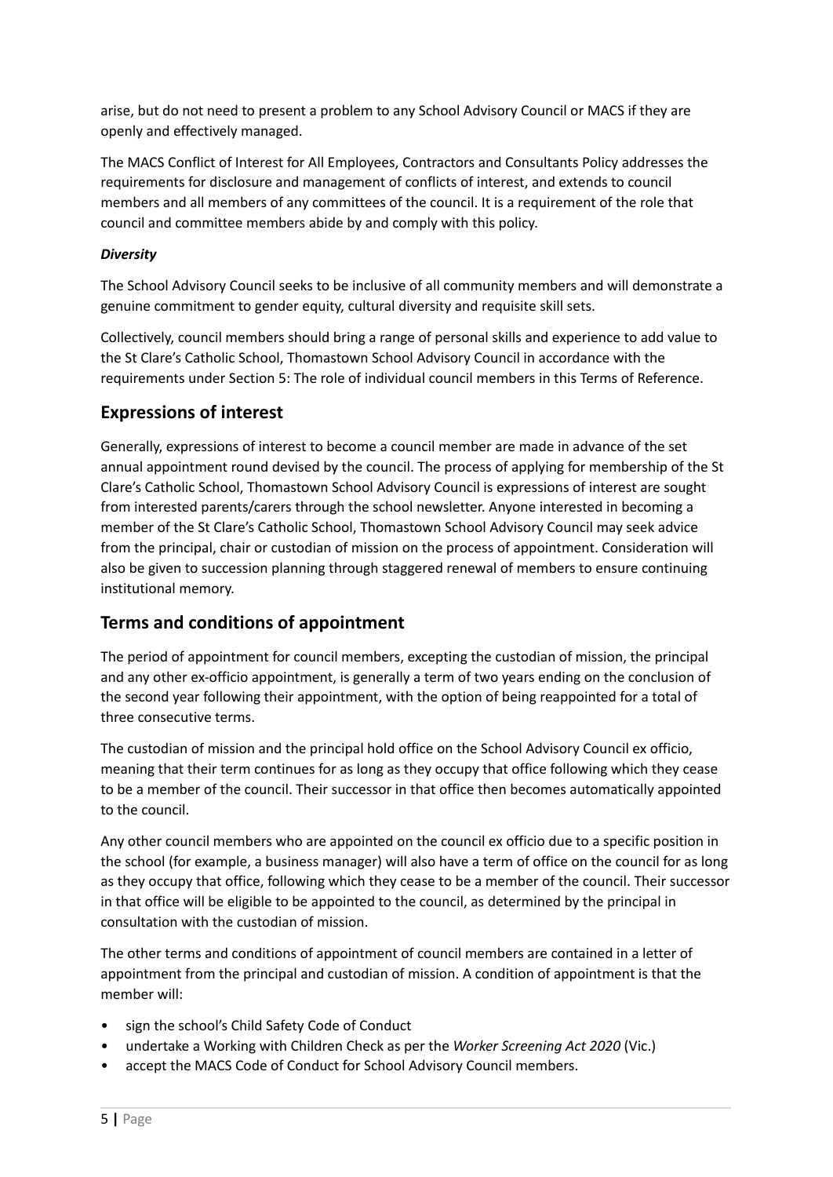arise, but do not need to present a problem to any School Advisory Council or MACS if they are openly and effectively managed.

The MACS Conflict of Interest for All Employees, Contractors and Consultants Policy addresses the requirements for disclosure and management of conflicts of interest, and extends to council members and all members of any committees of the council. It is a requirement of the role that council and committee members abide by and comply with this policy.

***Diversity***

The School Advisory Council seeks to be inclusive of all community members and will demonstrate a genuine commitment to gender equity, cultural diversity and requisite skill sets.

Collectively, council members should bring a range of personal skills and experience to add value to the St Clare's Catholic School, Thomastown School Advisory Council in accordance with the requirements under Section 5: The role of individual council members in this Terms of Reference.

## Expressions of interest

Generally, expressions of interest to become a council member are made in advance of the set annual appointment round devised by the council. The process of applying for membership of the St Clare's Catholic School, Thomastown School Advisory Council is expressions of interest are sought from interested parents/carers through the school newsletter. Anyone interested in becoming a member of the St Clare's Catholic School, Thomastown School Advisory Council may seek advice from the principal, chair or custodian of mission on the process of appointment. Consideration will also be given to succession planning through staggered renewal of members to ensure continuing institutional memory.

## Terms and conditions of appointment

The period of appointment for council members, excepting the custodian of mission, the principal and any other ex-officio appointment, is generally a term of two years ending on the conclusion of the second year following their appointment, with the option of being reappointed for a total of three consecutive terms.

The custodian of mission and the principal hold office on the School Advisory Council ex officio, meaning that their term continues for as long as they occupy that office following which they cease to be a member of the council. Their successor in that office then becomes automatically appointed to the council.

Any other council members who are appointed on the council ex officio due to a specific position in the school (for example, a business manager) will also have a term of office on the council for as long as they occupy that office, following which they cease to be a member of the council. Their successor in that office will be eligible to be appointed to the council, as determined by the principal in consultation with the custodian of mission.

The other terms and conditions of appointment of council members are contained in a letter of appointment from the principal and custodian of mission. A condition of appointment is that the member will:

- sign the school's Child Safety Code of Conduct
- undertake a Working with Children Check as per the *Worker Screening Act 2020* (Vic.)
- accept the MACS Code of Conduct for School Advisory Council members.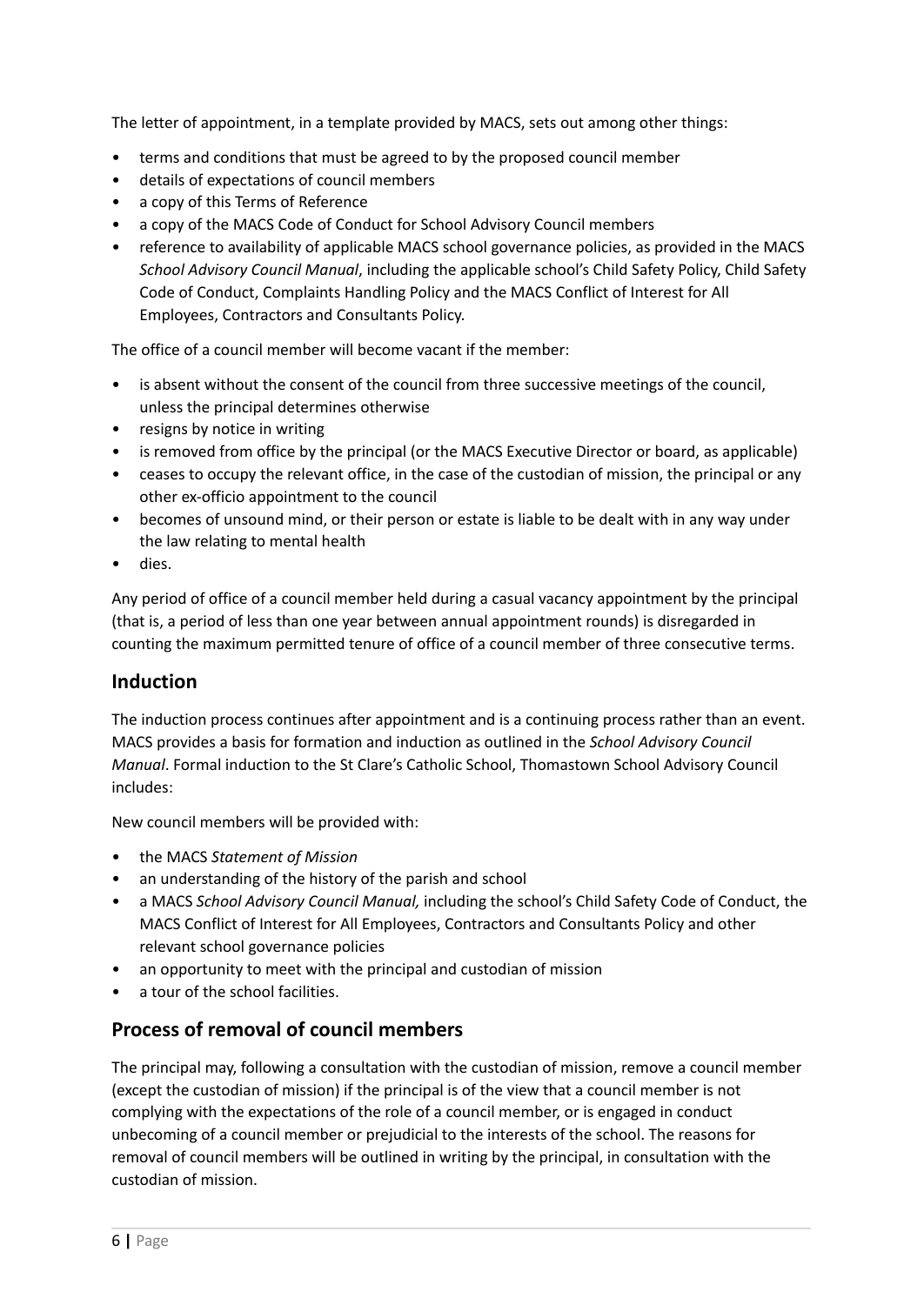The letter of appointment, in a template provided by MACS, sets out among other things:

- terms and conditions that must be agreed to by the proposed council member
- details of expectations of council members
- a copy of this Terms of Reference
- a copy of the MACS Code of Conduct for School Advisory Council members
- reference to availability of applicable MACS school governance policies, as provided in the MACS *School Advisory Council Manual*, including the applicable school's Child Safety Policy, Child Safety Code of Conduct, Complaints Handling Policy and the MACS Conflict of Interest for All Employees, Contractors and Consultants Policy.

The office of a council member will become vacant if the member:

- is absent without the consent of the council from three successive meetings of the council, unless the principal determines otherwise
- resigns by notice in writing
- is removed from office by the principal (or the MACS Executive Director or board, as applicable)
- ceases to occupy the relevant office, in the case of the custodian of mission, the principal or any other ex-officio appointment to the council
- becomes of unsound mind, or their person or estate is liable to be dealt with in any way under the law relating to mental health
- dies.

Any period of office of a council member held during a casual vacancy appointment by the principal (that is, a period of less than one year between annual appointment rounds) is disregarded in counting the maximum permitted tenure of office of a council member of three consecutive terms.

## Induction

The induction process continues after appointment and is a continuing process rather than an event. MACS provides a basis for formation and induction as outlined in the *School Advisory Council Manual*. Formal induction to the St Clare's Catholic School, Thomastown School Advisory Council includes:

New council members will be provided with:

- the MACS *Statement of Mission*
- an understanding of the history of the parish and school
- a MACS *School Advisory Council Manual,* including the school's Child Safety Code of Conduct, the MACS Conflict of Interest for All Employees, Contractors and Consultants Policy and other relevant school governance policies
- an opportunity to meet with the principal and custodian of mission
- a tour of the school facilities.

## Process of removal of council members

The principal may, following a consultation with the custodian of mission, remove a council member (except the custodian of mission) if the principal is of the view that a council member is not complying with the expectations of the role of a council member, or is engaged in conduct unbecoming of a council member or prejudicial to the interests of the school. The reasons for removal of council members will be outlined in writing by the principal, in consultation with the custodian of mission.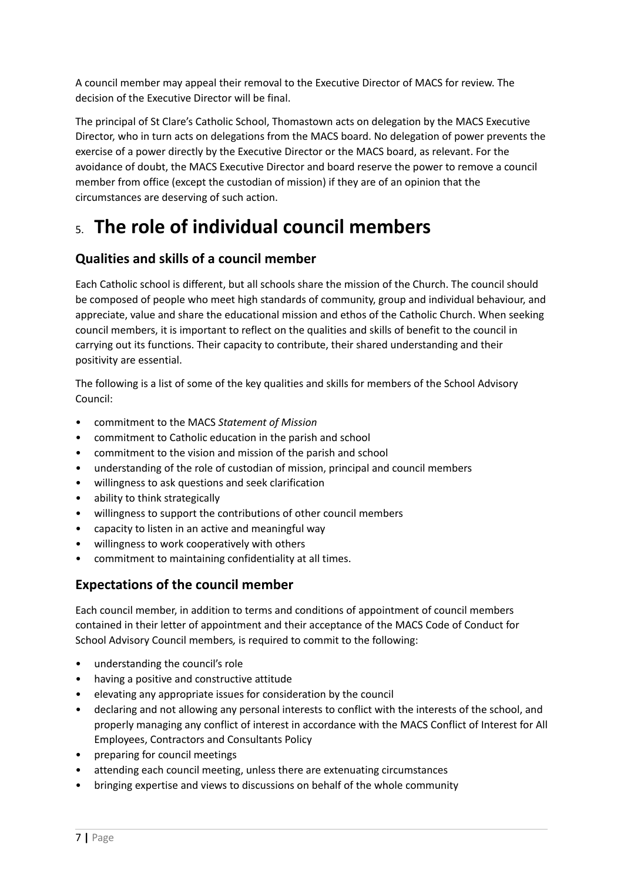A council member may appeal their removal to the Executive Director of MACS for review. The decision of the Executive Director will be final.

The principal of St Clare's Catholic School, Thomastown acts on delegation by the MACS Executive Director, who in turn acts on delegations from the MACS board. No delegation of power prevents the exercise of a power directly by the Executive Director or the MACS board, as relevant. For the avoidance of doubt, the MACS Executive Director and board reserve the power to remove a council member from office (except the custodian of mission) if they are of an opinion that the circumstances are deserving of such action.

# 5. The role of individual council members

## Qualities and skills of a council member

Each Catholic school is different, but all schools share the mission of the Church. The council should be composed of people who meet high standards of community, group and individual behaviour, and appreciate, value and share the educational mission and ethos of the Catholic Church. When seeking council members, it is important to reflect on the qualities and skills of benefit to the council in carrying out its functions. Their capacity to contribute, their shared understanding and their positivity are essential.

The following is a list of some of the key qualities and skills for members of the School Advisory Council:

- commitment to the MACS *Statement of Mission*
- commitment to Catholic education in the parish and school
- commitment to the vision and mission of the parish and school
- understanding of the role of custodian of mission, principal and council members
- willingness to ask questions and seek clarification
- ability to think strategically
- willingness to support the contributions of other council members
- capacity to listen in an active and meaningful way
- willingness to work cooperatively with others
- commitment to maintaining confidentiality at all times.

## Expectations of the council member

Each council member, in addition to terms and conditions of appointment of council members contained in their letter of appointment and their acceptance of the MACS Code of Conduct for School Advisory Council members, is required to commit to the following:

- understanding the council's role
- having a positive and constructive attitude
- elevating any appropriate issues for consideration by the council
- declaring and not allowing any personal interests to conflict with the interests of the school, and properly managing any conflict of interest in accordance with the MACS Conflict of Interest for All Employees, Contractors and Consultants Policy
- preparing for council meetings
- attending each council meeting, unless there are extenuating circumstances
- bringing expertise and views to discussions on behalf of the whole community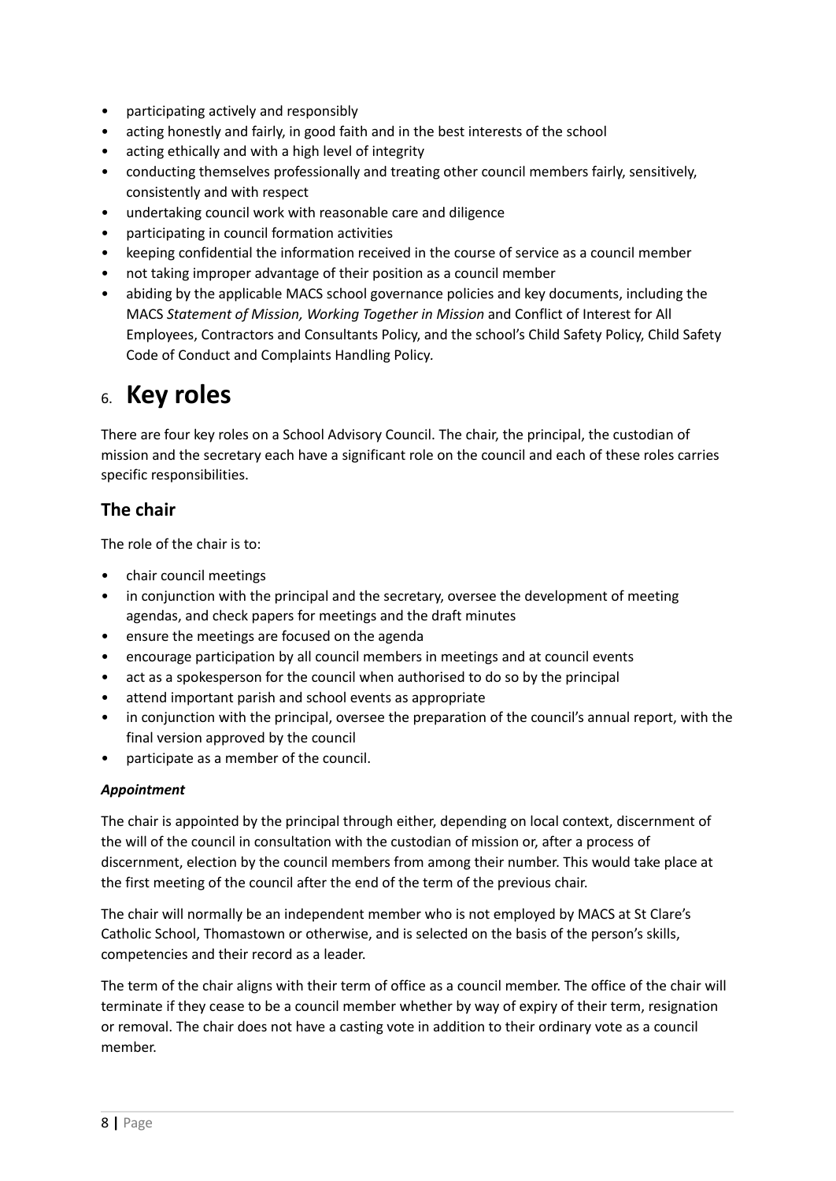- participating actively and responsibly
- acting honestly and fairly, in good faith and in the best interests of the school
- acting ethically and with a high level of integrity
- conducting themselves professionally and treating other council members fairly, sensitively, consistently and with respect
- undertaking council work with reasonable care and diligence
- participating in council formation activities
- keeping confidential the information received in the course of service as a council member
- not taking improper advantage of their position as a council member
- abiding by the applicable MACS school governance policies and key documents, including the MACS *Statement of Mission, Working Together in Mission* and Conflict of Interest for All Employees, Contractors and Consultants Policy, and the school's Child Safety Policy, Child Safety Code of Conduct and Complaints Handling Policy.

# 6. Key roles

There are four key roles on a School Advisory Council. The chair, the principal, the custodian of mission and the secretary each have a significant role on the council and each of these roles carries specific responsibilities.

## The chair

The role of the chair is to:

- chair council meetings
- in conjunction with the principal and the secretary, oversee the development of meeting agendas, and check papers for meetings and the draft minutes
- ensure the meetings are focused on the agenda
- encourage participation by all council members in meetings and at council events
- act as a spokesperson for the council when authorised to do so by the principal
- attend important parish and school events as appropriate
- in conjunction with the principal, oversee the preparation of the council's annual report, with the final version approved by the council
- participate as a member of the council.

***Appointment***

The chair is appointed by the principal through either, depending on local context, discernment of the will of the council in consultation with the custodian of mission or, after a process of discernment, election by the council members from among their number. This would take place at the first meeting of the council after the end of the term of the previous chair.

The chair will normally be an independent member who is not employed by MACS at St Clare's Catholic School, Thomastown or otherwise, and is selected on the basis of the person's skills, competencies and their record as a leader.

The term of the chair aligns with their term of office as a council member. The office of the chair will terminate if they cease to be a council member whether by way of expiry of their term, resignation or removal. The chair does not have a casting vote in addition to their ordinary vote as a council member.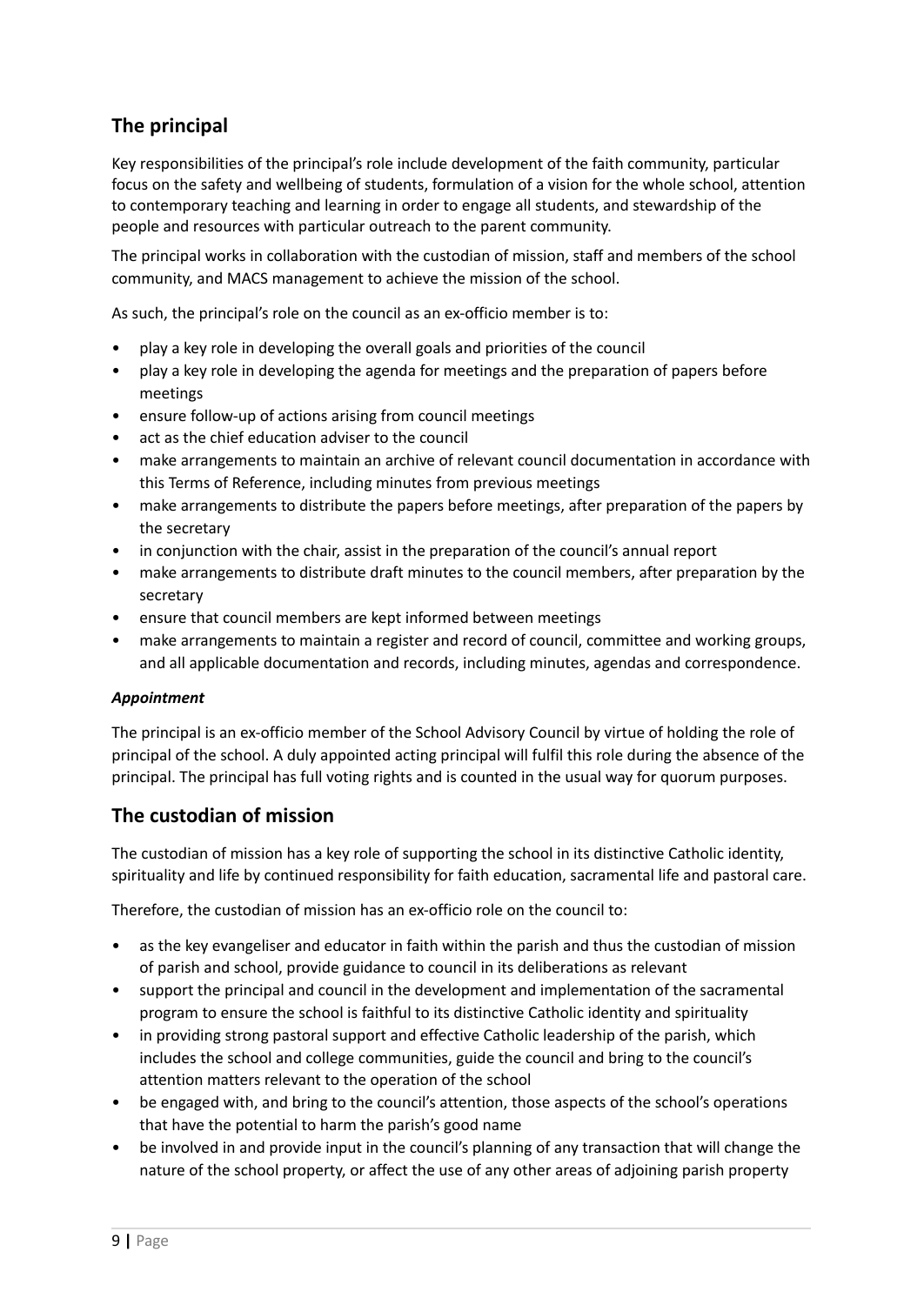## The principal

Key responsibilities of the principal's role include development of the faith community, particular focus on the safety and wellbeing of students, formulation of a vision for the whole school, attention to contemporary teaching and learning in order to engage all students, and stewardship of the people and resources with particular outreach to the parent community.

The principal works in collaboration with the custodian of mission, staff and members of the school community, and MACS management to achieve the mission of the school.

As such, the principal's role on the council as an ex-officio member is to:

- play a key role in developing the overall goals and priorities of the council
- play a key role in developing the agenda for meetings and the preparation of papers before meetings
- ensure follow-up of actions arising from council meetings
- act as the chief education adviser to the council
- make arrangements to maintain an archive of relevant council documentation in accordance with this Terms of Reference, including minutes from previous meetings
- make arrangements to distribute the papers before meetings, after preparation of the papers by the secretary
- in conjunction with the chair, assist in the preparation of the council's annual report
- make arrangements to distribute draft minutes to the council members, after preparation by the secretary
- ensure that council members are kept informed between meetings
- make arrangements to maintain a register and record of council, committee and working groups, and all applicable documentation and records, including minutes, agendas and correspondence.

#### *Appointment*

The principal is an ex-officio member of the School Advisory Council by virtue of holding the role of principal of the school. A duly appointed acting principal will fulfil this role during the absence of the principal. The principal has full voting rights and is counted in the usual way for quorum purposes.

## The custodian of mission

The custodian of mission has a key role of supporting the school in its distinctive Catholic identity, spirituality and life by continued responsibility for faith education, sacramental life and pastoral care.

Therefore, the custodian of mission has an ex-officio role on the council to:

- as the key evangeliser and educator in faith within the parish and thus the custodian of mission of parish and school, provide guidance to council in its deliberations as relevant
- support the principal and council in the development and implementation of the sacramental program to ensure the school is faithful to its distinctive Catholic identity and spirituality
- in providing strong pastoral support and effective Catholic leadership of the parish, which includes the school and college communities, guide the council and bring to the council's attention matters relevant to the operation of the school
- be engaged with, and bring to the council's attention, those aspects of the school's operations that have the potential to harm the parish's good name
- be involved in and provide input in the council's planning of any transaction that will change the nature of the school property, or affect the use of any other areas of adjoining parish property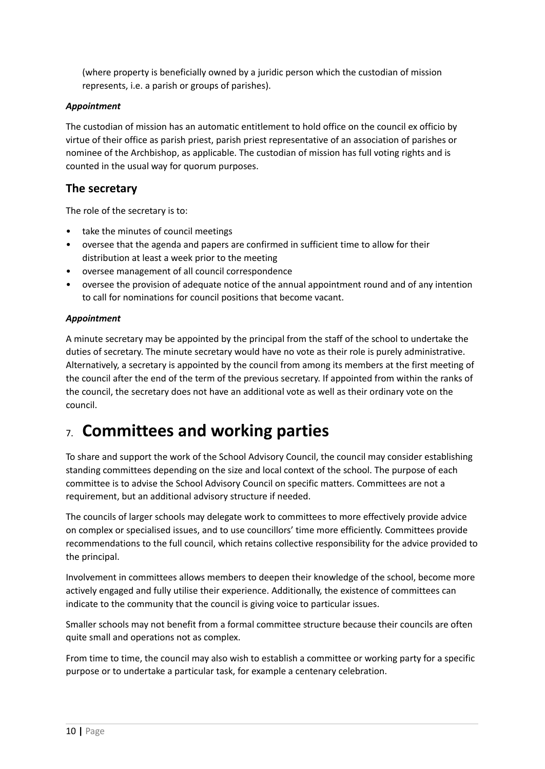(where property is beneficially owned by a juridic person which the custodian of mission represents, i.e. a parish or groups of parishes).

***Appointment***

The custodian of mission has an automatic entitlement to hold office on the council ex officio by virtue of their office as parish priest, parish priest representative of an association of parishes or nominee of the Archbishop, as applicable. The custodian of mission has full voting rights and is counted in the usual way for quorum purposes.

## The secretary

The role of the secretary is to:

- take the minutes of council meetings
- oversee that the agenda and papers are confirmed in sufficient time to allow for their distribution at least a week prior to the meeting
- oversee management of all council correspondence
- oversee the provision of adequate notice of the annual appointment round and of any intention to call for nominations for council positions that become vacant.

***Appointment***

A minute secretary may be appointed by the principal from the staff of the school to undertake the duties of secretary. The minute secretary would have no vote as their role is purely administrative. Alternatively, a secretary is appointed by the council from among its members at the first meeting of the council after the end of the term of the previous secretary. If appointed from within the ranks of the council, the secretary does not have an additional vote as well as their ordinary vote on the council.

# 7. Committees and working parties

To share and support the work of the School Advisory Council, the council may consider establishing standing committees depending on the size and local context of the school. The purpose of each committee is to advise the School Advisory Council on specific matters. Committees are not a requirement, but an additional advisory structure if needed.

The councils of larger schools may delegate work to committees to more effectively provide advice on complex or specialised issues, and to use councillors' time more efficiently. Committees provide recommendations to the full council, which retains collective responsibility for the advice provided to the principal.

Involvement in committees allows members to deepen their knowledge of the school, become more actively engaged and fully utilise their experience. Additionally, the existence of committees can indicate to the community that the council is giving voice to particular issues.

Smaller schools may not benefit from a formal committee structure because their councils are often quite small and operations not as complex.

From time to time, the council may also wish to establish a committee or working party for a specific purpose or to undertake a particular task, for example a centenary celebration.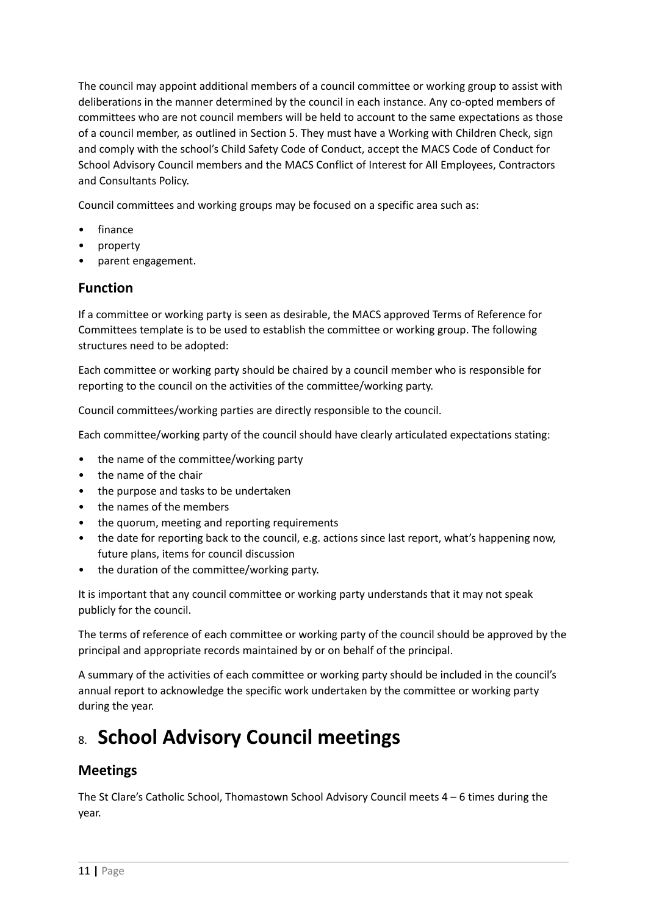The council may appoint additional members of a council committee or working group to assist with deliberations in the manner determined by the council in each instance. Any co-opted members of committees who are not council members will be held to account to the same expectations as those of a council member, as outlined in Section 5. They must have a Working with Children Check, sign and comply with the school's Child Safety Code of Conduct, accept the MACS Code of Conduct for School Advisory Council members and the MACS Conflict of Interest for All Employees, Contractors and Consultants Policy.

Council committees and working groups may be focused on a specific area such as:

- finance
- property
- parent engagement.

### Function

If a committee or working party is seen as desirable, the MACS approved Terms of Reference for Committees template is to be used to establish the committee or working group. The following structures need to be adopted:

Each committee or working party should be chaired by a council member who is responsible for reporting to the council on the activities of the committee/working party.

Council committees/working parties are directly responsible to the council.

Each committee/working party of the council should have clearly articulated expectations stating:

- the name of the committee/working party
- the name of the chair
- the purpose and tasks to be undertaken
- the names of the members
- the quorum, meeting and reporting requirements
- the date for reporting back to the council, e.g. actions since last report, what's happening now, future plans, items for council discussion
- the duration of the committee/working party.

It is important that any council committee or working party understands that it may not speak publicly for the council.

The terms of reference of each committee or working party of the council should be approved by the principal and appropriate records maintained by or on behalf of the principal.

A summary of the activities of each committee or working party should be included in the council's annual report to acknowledge the specific work undertaken by the committee or working party during the year.

## 8. School Advisory Council meetings

### Meetings

The St Clare's Catholic School, Thomastown School Advisory Council meets 4 – 6 times during the year.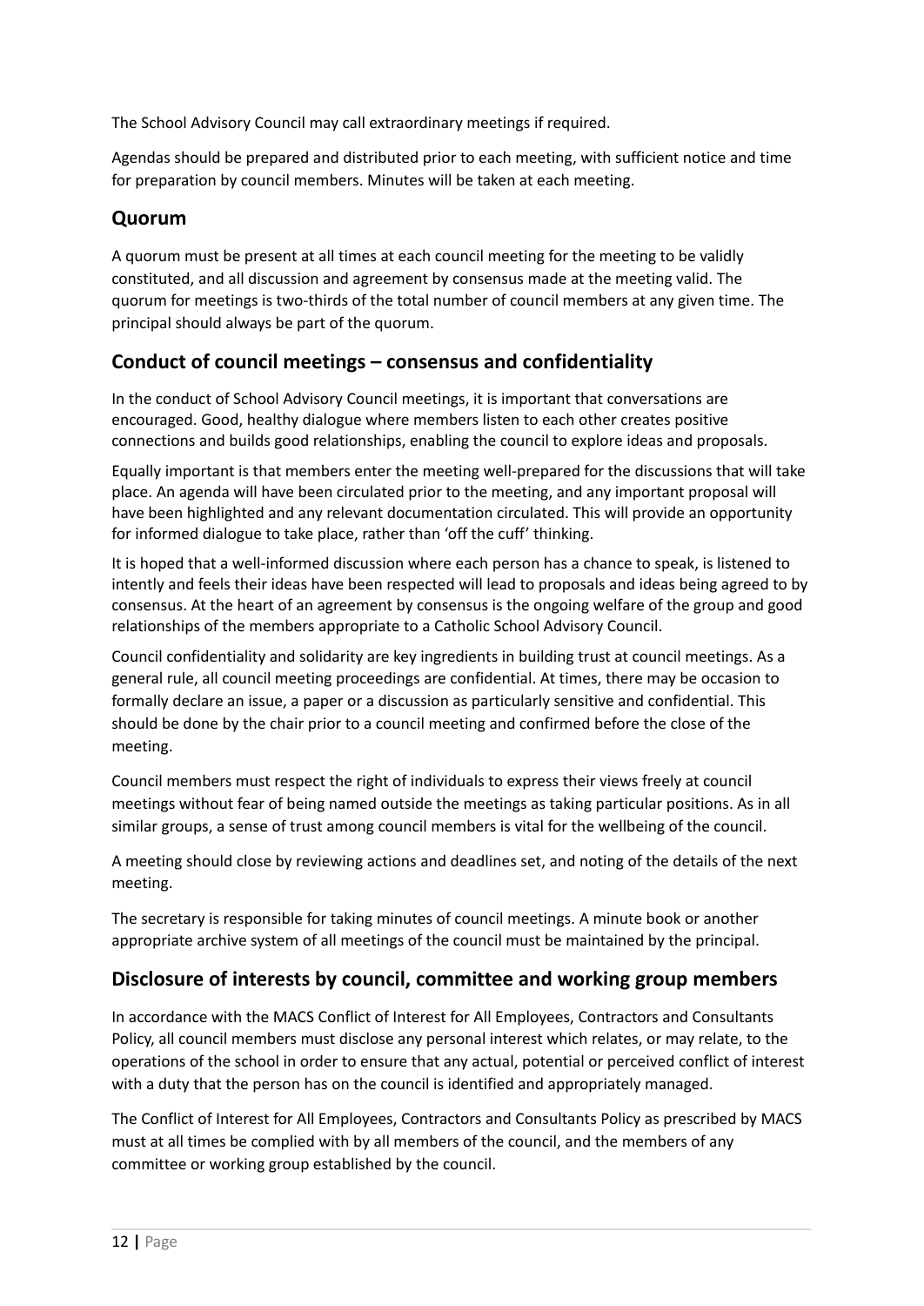The School Advisory Council may call extraordinary meetings if required.

Agendas should be prepared and distributed prior to each meeting, with sufficient notice and time for preparation by council members. Minutes will be taken at each meeting.

## Quorum

A quorum must be present at all times at each council meeting for the meeting to be validly constituted, and all discussion and agreement by consensus made at the meeting valid. The quorum for meetings is two-thirds of the total number of council members at any given time. The principal should always be part of the quorum.

## Conduct of council meetings – consensus and confidentiality

In the conduct of School Advisory Council meetings, it is important that conversations are encouraged. Good, healthy dialogue where members listen to each other creates positive connections and builds good relationships, enabling the council to explore ideas and proposals.

Equally important is that members enter the meeting well-prepared for the discussions that will take place. An agenda will have been circulated prior to the meeting, and any important proposal will have been highlighted and any relevant documentation circulated. This will provide an opportunity for informed dialogue to take place, rather than 'off the cuff' thinking.

It is hoped that a well-informed discussion where each person has a chance to speak, is listened to intently and feels their ideas have been respected will lead to proposals and ideas being agreed to by consensus. At the heart of an agreement by consensus is the ongoing welfare of the group and good relationships of the members appropriate to a Catholic School Advisory Council.

Council confidentiality and solidarity are key ingredients in building trust at council meetings. As a general rule, all council meeting proceedings are confidential. At times, there may be occasion to formally declare an issue, a paper or a discussion as particularly sensitive and confidential. This should be done by the chair prior to a council meeting and confirmed before the close of the meeting.

Council members must respect the right of individuals to express their views freely at council meetings without fear of being named outside the meetings as taking particular positions. As in all similar groups, a sense of trust among council members is vital for the wellbeing of the council.

A meeting should close by reviewing actions and deadlines set, and noting of the details of the next meeting.

The secretary is responsible for taking minutes of council meetings. A minute book or another appropriate archive system of all meetings of the council must be maintained by the principal.

## Disclosure of interests by council, committee and working group members

In accordance with the MACS Conflict of Interest for All Employees, Contractors and Consultants Policy, all council members must disclose any personal interest which relates, or may relate, to the operations of the school in order to ensure that any actual, potential or perceived conflict of interest with a duty that the person has on the council is identified and appropriately managed.

The Conflict of Interest for All Employees, Contractors and Consultants Policy as prescribed by MACS must at all times be complied with by all members of the council, and the members of any committee or working group established by the council.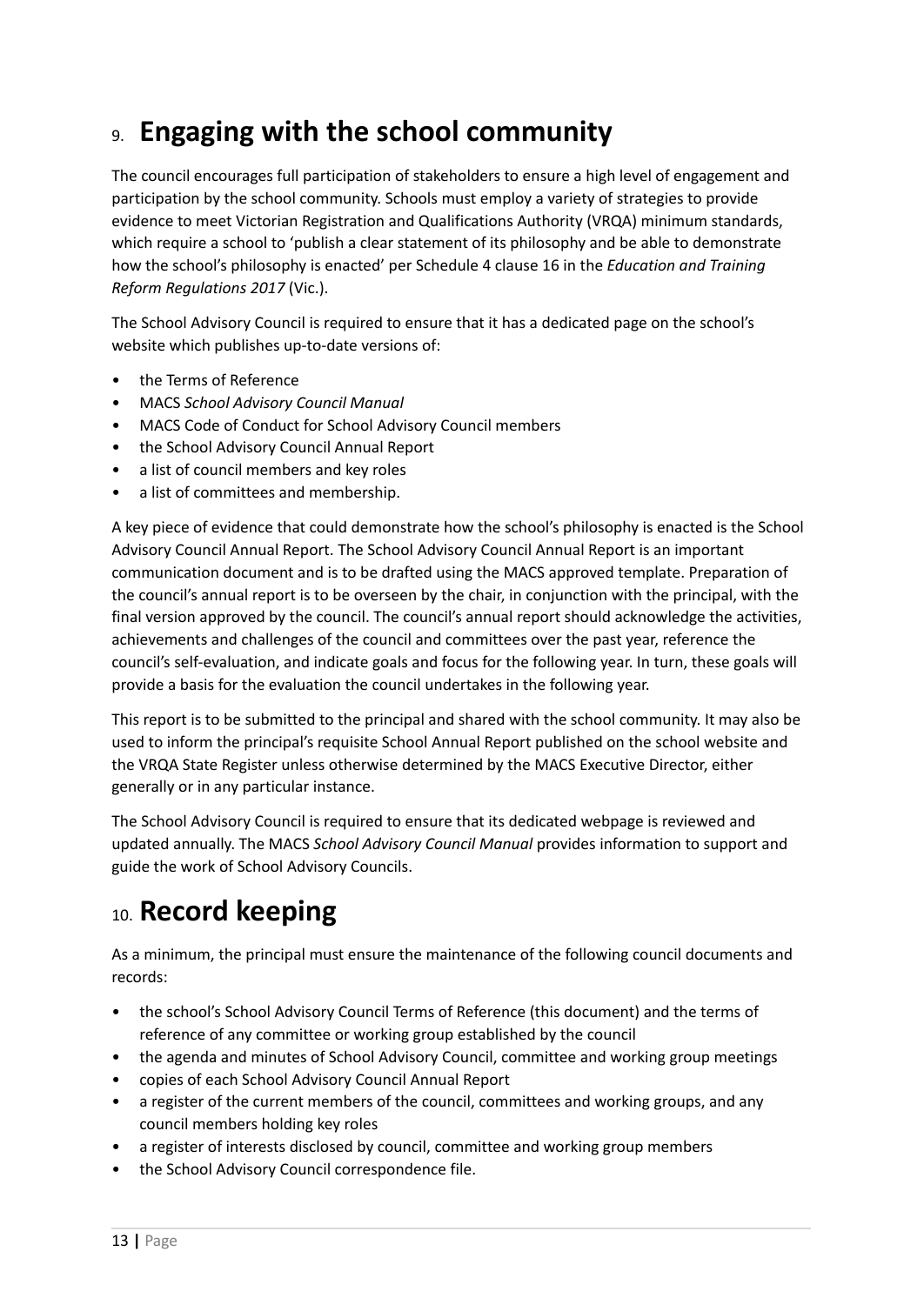## 9. Engaging with the school community

The council encourages full participation of stakeholders to ensure a high level of engagement and participation by the school community. Schools must employ a variety of strategies to provide evidence to meet Victorian Registration and Qualifications Authority (VRQA) minimum standards, which require a school to 'publish a clear statement of its philosophy and be able to demonstrate how the school's philosophy is enacted' per Schedule 4 clause 16 in the *Education and Training Reform Regulations 2017* (Vic.).

The School Advisory Council is required to ensure that it has a dedicated page on the school's website which publishes up-to-date versions of:

- the Terms of Reference
- MACS *School Advisory Council Manual*
- MACS Code of Conduct for School Advisory Council members
- the School Advisory Council Annual Report
- a list of council members and key roles
- a list of committees and membership.

A key piece of evidence that could demonstrate how the school's philosophy is enacted is the School Advisory Council Annual Report. The School Advisory Council Annual Report is an important communication document and is to be drafted using the MACS approved template. Preparation of the council's annual report is to be overseen by the chair, in conjunction with the principal, with the final version approved by the council. The council's annual report should acknowledge the activities, achievements and challenges of the council and committees over the past year, reference the council's self-evaluation, and indicate goals and focus for the following year. In turn, these goals will provide a basis for the evaluation the council undertakes in the following year.

This report is to be submitted to the principal and shared with the school community. It may also be used to inform the principal's requisite School Annual Report published on the school website and the VRQA State Register unless otherwise determined by the MACS Executive Director, either generally or in any particular instance.

The School Advisory Council is required to ensure that its dedicated webpage is reviewed and updated annually. The MACS *School Advisory Council Manual* provides information to support and guide the work of School Advisory Councils.

## 10. Record keeping

As a minimum, the principal must ensure the maintenance of the following council documents and records:

- the school's School Advisory Council Terms of Reference (this document) and the terms of reference of any committee or working group established by the council
- the agenda and minutes of School Advisory Council, committee and working group meetings
- copies of each School Advisory Council Annual Report
- a register of the current members of the council, committees and working groups, and any council members holding key roles
- a register of interests disclosed by council, committee and working group members
- the School Advisory Council correspondence file.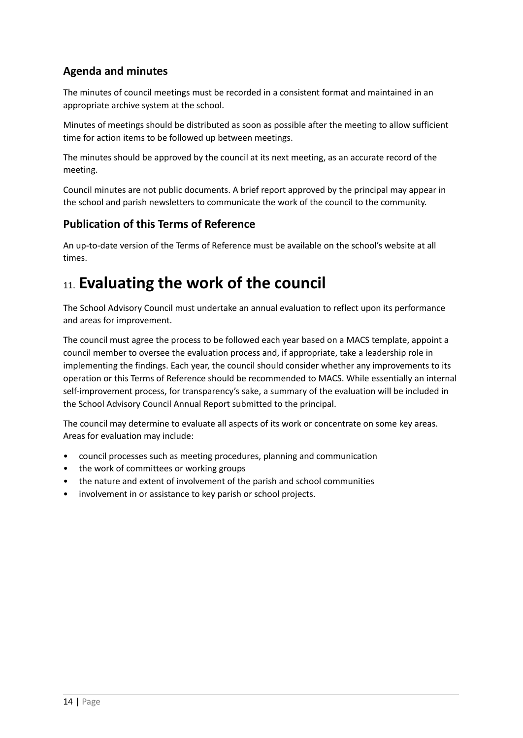## Agenda and minutes

The minutes of council meetings must be recorded in a consistent format and maintained in an appropriate archive system at the school.

Minutes of meetings should be distributed as soon as possible after the meeting to allow sufficient time for action items to be followed up between meetings.

The minutes should be approved by the council at its next meeting, as an accurate record of the meeting.

Council minutes are not public documents. A brief report approved by the principal may appear in the school and parish newsletters to communicate the work of the council to the community.

## Publication of this Terms of Reference

An up-to-date version of the Terms of Reference must be available on the school's website at all times.

# 11. Evaluating the work of the council

The School Advisory Council must undertake an annual evaluation to reflect upon its performance and areas for improvement.

The council must agree the process to be followed each year based on a MACS template, appoint a council member to oversee the evaluation process and, if appropriate, take a leadership role in implementing the findings. Each year, the council should consider whether any improvements to its operation or this Terms of Reference should be recommended to MACS. While essentially an internal self-improvement process, for transparency's sake, a summary of the evaluation will be included in the School Advisory Council Annual Report submitted to the principal.

The council may determine to evaluate all aspects of its work or concentrate on some key areas. Areas for evaluation may include:

- council processes such as meeting procedures, planning and communication
- the work of committees or working groups
- the nature and extent of involvement of the parish and school communities
- involvement in or assistance to key parish or school projects.